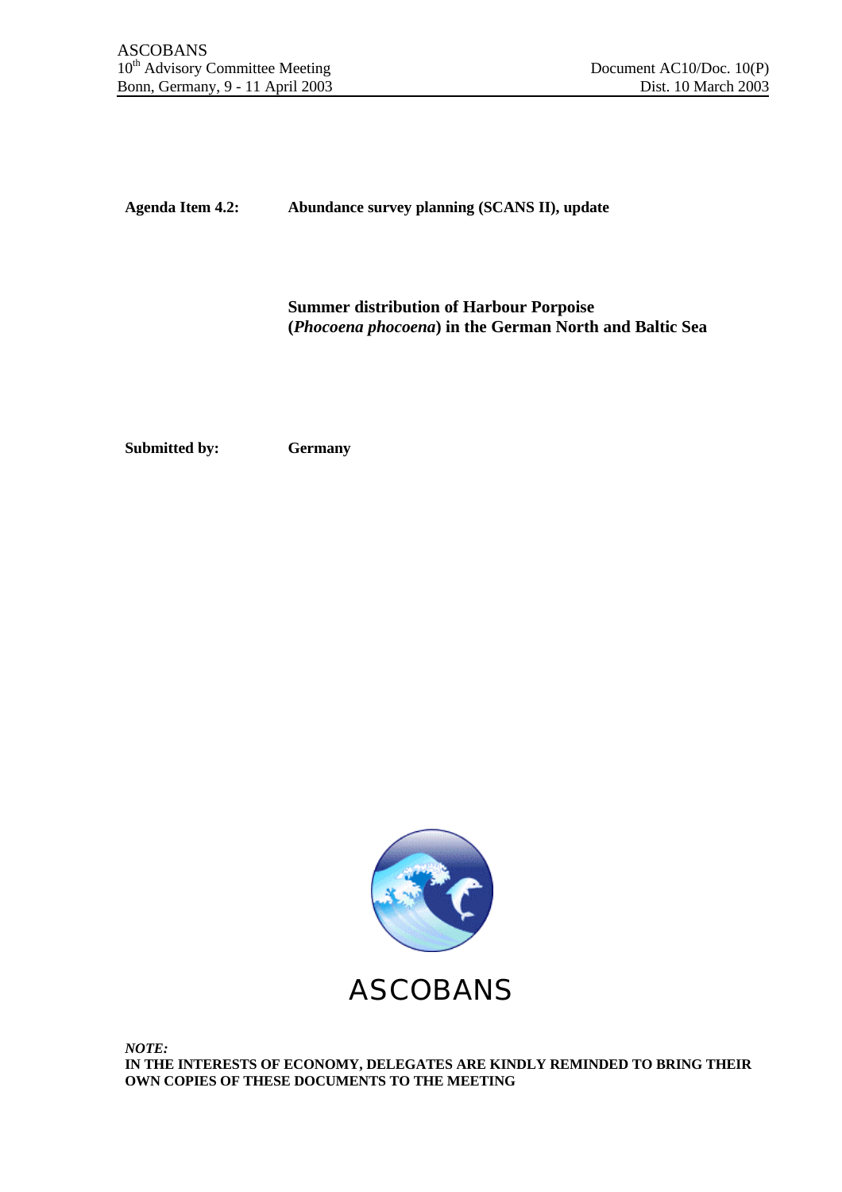ASCOBANS
10th Advisory Committee Meeting
Bonn, Germany, 9 - 11 April 2003

Document AC10/Doc. 10(P)
Dist. 10 March 2003

**Agenda Item 4.2:** **Abundance survey planning (SCANS II), update**

**Summer distribution of Harbour Porpoise (*Phocoena phocoena*) in the German North and Baltic Sea**

**Submitted by:** **Germany**

ASCOBANS

***NOTE:***
**IN THE INTERESTS OF ECONOMY, DELEGATES ARE KINDLY REMINDED TO BRING THEIR OWN COPIES OF THESE DOCUMENTS TO THE MEETING**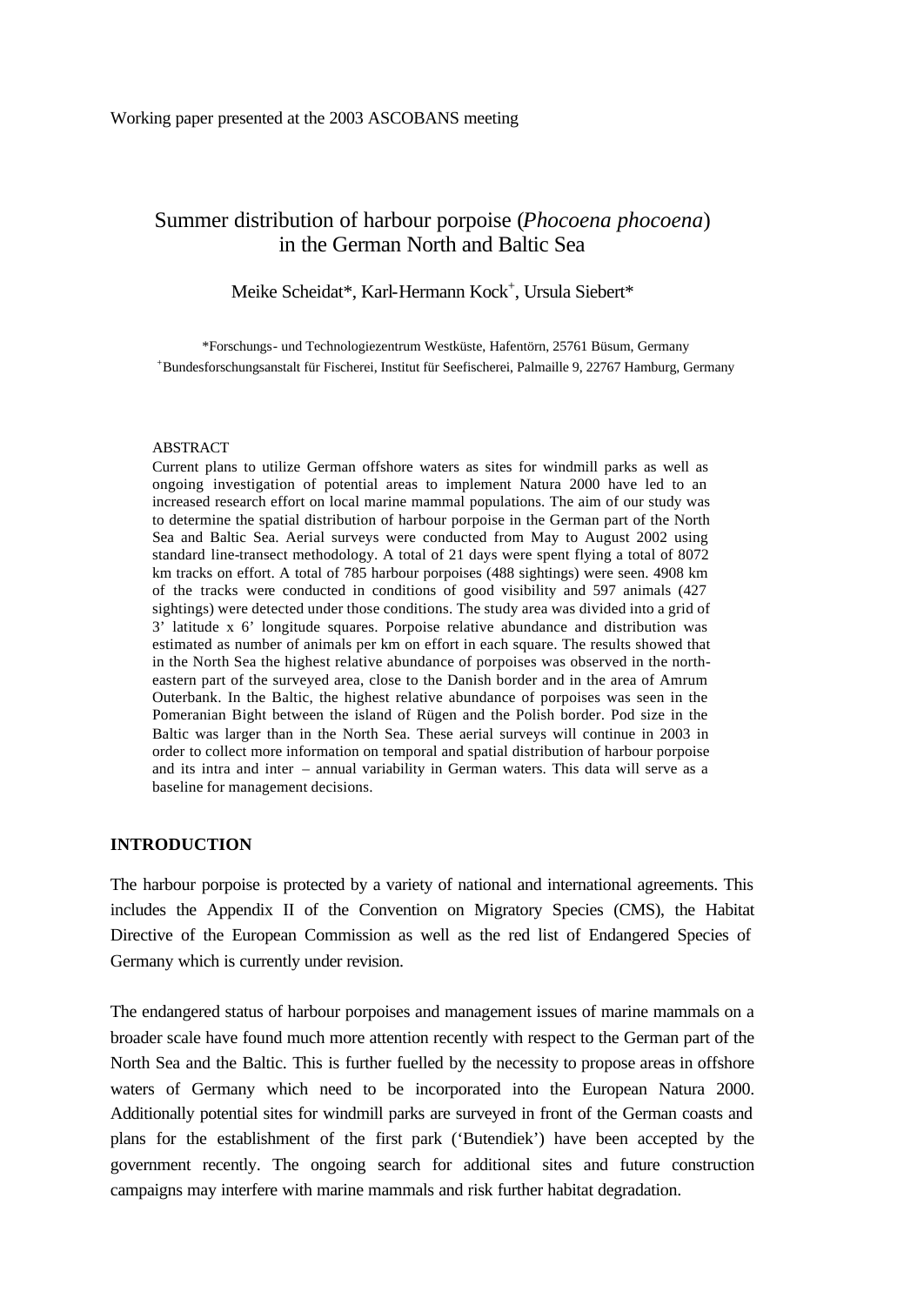Working paper presented at the 2003 ASCOBANS meeting

# Summer distribution of harbour porpoise (*Phocoena phocoena*) in the German North and Baltic Sea

Meike Scheidat*, Karl-Hermann Kock[+], Ursula Siebert*

*Forschungs- und Technologiezentrum Westküste, Hafentörn, 25761 Büsum, Germany
[+]Bundesforschungsanstalt für Fischerei, Institut für Seefischerei, Palmaille 9, 22767 Hamburg, Germany

ABSTRACT

Current plans to utilize German offshore waters as sites for windmill parks as well as ongoing investigation of potential areas to implement Natura 2000 have led to an increased research effort on local marine mammal populations. The aim of our study was to determine the spatial distribution of harbour porpoise in the German part of the North Sea and Baltic Sea. Aerial surveys were conducted from May to August 2002 using standard line-transect methodology. A total of 21 days were spent flying a total of 8072 km tracks on effort. A total of 785 harbour porpoises (488 sightings) were seen. 4908 km of the tracks were conducted in conditions of good visibility and 597 animals (427 sightings) were detected under those conditions. The study area was divided into a grid of 3' latitude x 6' longitude squares. Porpoise relative abundance and distribution was estimated as number of animals per km on effort in each square. The results showed that in the North Sea the highest relative abundance of porpoises was observed in the north-eastern part of the surveyed area, close to the Danish border and in the area of Amrum Outerbank. In the Baltic, the highest relative abundance of porpoises was seen in the Pomeranian Bight between the island of Rügen and the Polish border. Pod size in the Baltic was larger than in the North Sea. These aerial surveys will continue in 2003 in order to collect more information on temporal and spatial distribution of harbour porpoise and its intra and inter – annual variability in German waters. This data will serve as a baseline for management decisions.

## INTRODUCTION

The harbour porpoise is protected by a variety of national and international agreements. This includes the Appendix II of the Convention on Migratory Species (CMS), the Habitat Directive of the European Commission as well as the red list of Endangered Species of Germany which is currently under revision.

The endangered status of harbour porpoises and management issues of marine mammals on a broader scale have found much more attention recently with respect to the German part of the North Sea and the Baltic. This is further fuelled by the necessity to propose areas in offshore waters of Germany which need to be incorporated into the European Natura 2000. Additionally potential sites for windmill parks are surveyed in front of the German coasts and plans for the establishment of the first park ('Butendiek') have been accepted by the government recently. The ongoing search for additional sites and future construction campaigns may interfere with marine mammals and risk further habitat degradation.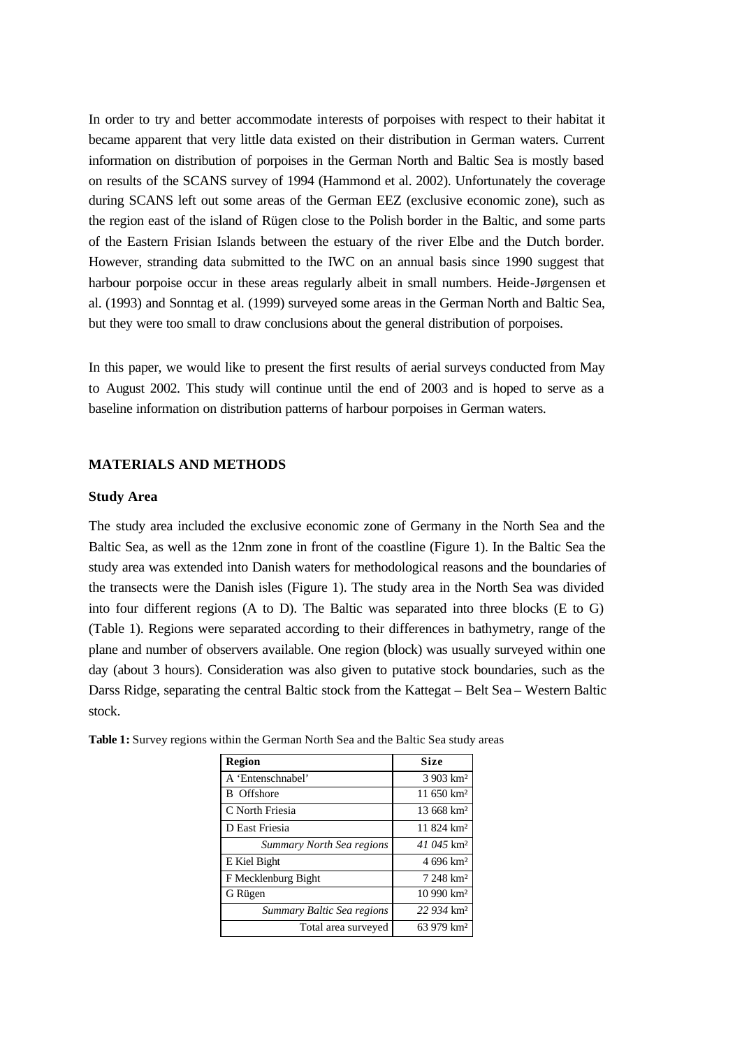In order to try and better accommodate interests of porpoises with respect to their habitat it became apparent that very little data existed on their distribution in German waters. Current information on distribution of porpoises in the German North and Baltic Sea is mostly based on results of the SCANS survey of 1994 (Hammond et al. 2002). Unfortunately the coverage during SCANS left out some areas of the German EEZ (exclusive economic zone), such as the region east of the island of Rügen close to the Polish border in the Baltic, and some parts of the Eastern Frisian Islands between the estuary of the river Elbe and the Dutch border. However, stranding data submitted to the IWC on an annual basis since 1990 suggest that harbour porpoise occur in these areas regularly albeit in small numbers. Heide-Jørgensen et al. (1993) and Sonntag et al. (1999) surveyed some areas in the German North and Baltic Sea, but they were too small to draw conclusions about the general distribution of porpoises.

In this paper, we would like to present the first results of aerial surveys conducted from May to August 2002. This study will continue until the end of 2003 and is hoped to serve as a baseline information on distribution patterns of harbour porpoises in German waters.

## MATERIALS AND METHODS

### Study Area

The study area included the exclusive economic zone of Germany in the North Sea and the Baltic Sea, as well as the 12nm zone in front of the coastline (Figure 1). In the Baltic Sea the study area was extended into Danish waters for methodological reasons and the boundaries of the transects were the Danish isles (Figure 1). The study area in the North Sea was divided into four different regions (A to D). The Baltic was separated into three blocks (E to G) (Table 1). Regions were separated according to their differences in bathymetry, range of the plane and number of observers available. One region (block) was usually surveyed within one day (about 3 hours). Consideration was also given to putative stock boundaries, such as the Darss Ridge, separating the central Baltic stock from the Kattegat – Belt Sea – Western Baltic stock.

**Table 1:** Survey regions within the German North Sea and the Baltic Sea study areas

| Region | Size |
|---|---|
| A 'Entenschnabel' | 3 903 km² |
| B Offshore | 11 650 km² |
| C North Friesia | 13 668 km² |
| D East Friesia | 11 824 km² |
| *Summary North Sea regions* | *41 045* km² |
| E Kiel Bight | 4 696 km² |
| F Mecklenburg Bight | 7 248 km² |
| G Rügen | 10 990 km² |
| *Summary Baltic Sea regions* | *22 934* km² |
| Total area surveyed | 63 979 km² |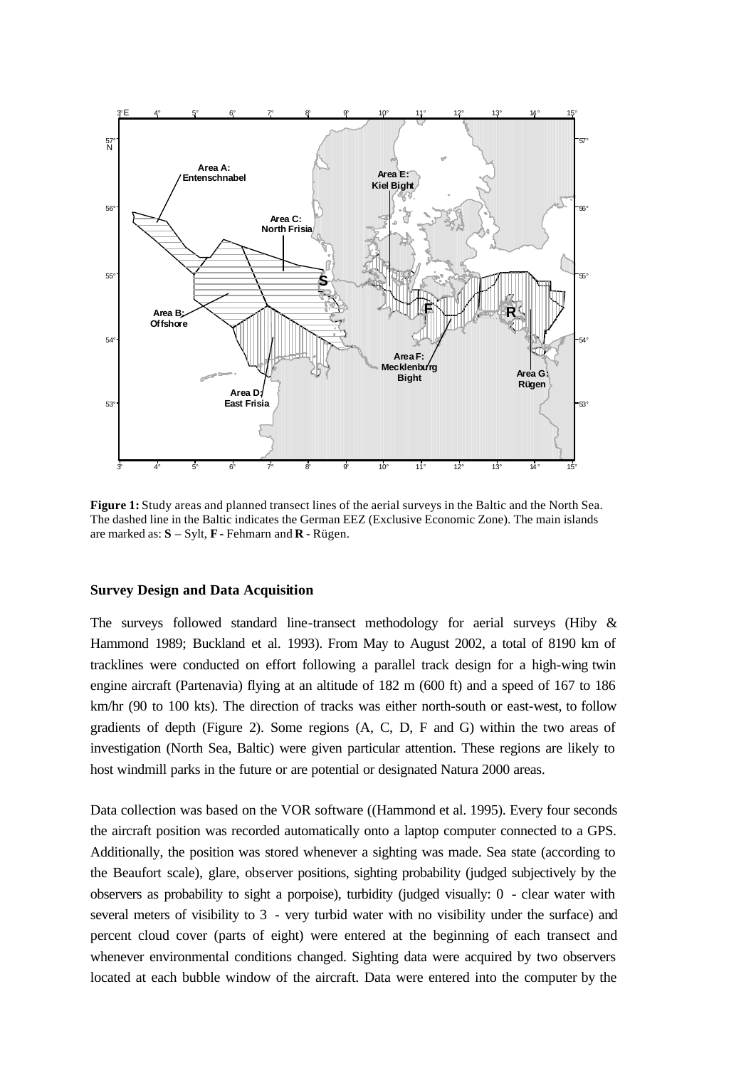**Figure 1:** Study areas and planned transect lines of the aerial surveys in the Baltic and the North Sea. The dashed line in the Baltic indicates the German EEZ (Exclusive Economic Zone). The main islands are marked as: **S** – Sylt, **F** - Fehmarn and **R** - Rügen.

### Survey Design and Data Acquisition

The surveys followed standard line-transect methodology for aerial surveys (Hiby & Hammond 1989; Buckland et al. 1993). From May to August 2002, a total of 8190 km of tracklines were conducted on effort following a parallel track design for a high-wing twin engine aircraft (Partenavia) flying at an altitude of 182 m (600 ft) and a speed of 167 to 186 km/hr (90 to 100 kts). The direction of tracks was either north-south or east-west, to follow gradients of depth (Figure 2). Some regions (A, C, D, F and G) within the two areas of investigation (North Sea, Baltic) were given particular attention. These regions are likely to host windmill parks in the future or are potential or designated Natura 2000 areas.

Data collection was based on the VOR software ((Hammond et al. 1995). Every four seconds the aircraft position was recorded automatically onto a laptop computer connected to a GPS. Additionally, the position was stored whenever a sighting was made. Sea state (according to the Beaufort scale), glare, observer positions, sighting probability (judged subjectively by the observers as probability to sight a porpoise), turbidity (judged visually: 0 - clear water with several meters of visibility to 3 - very turbid water with no visibility under the surface) and percent cloud cover (parts of eight) were entered at the beginning of each transect and whenever environmental conditions changed. Sighting data were acquired by two observers located at each bubble window of the aircraft. Data were entered into the computer by the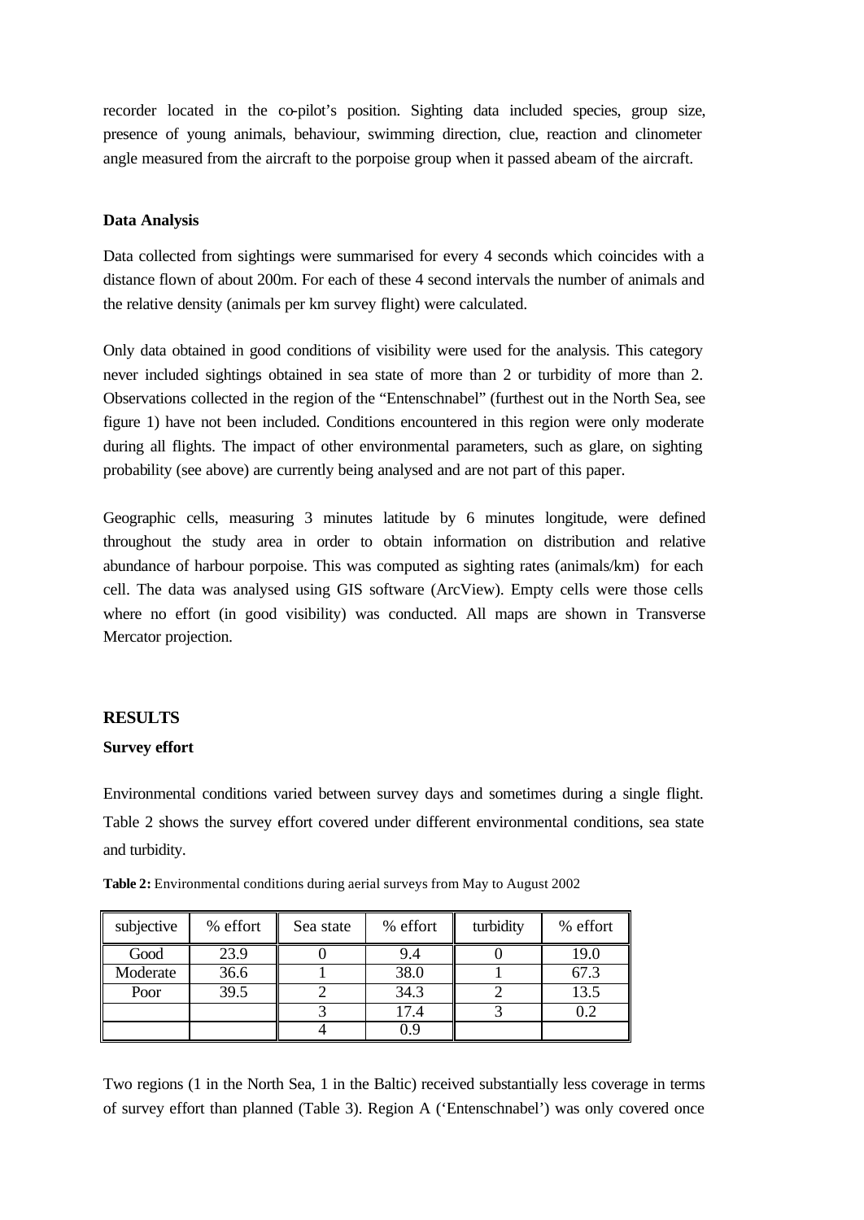recorder located in the co-pilot's position. Sighting data included species, group size, presence of young animals, behaviour, swimming direction, clue, reaction and clinometer angle measured from the aircraft to the porpoise group when it passed abeam of the aircraft.

### Data Analysis

Data collected from sightings were summarised for every 4 seconds which coincides with a distance flown of about 200m. For each of these 4 second intervals the number of animals and the relative density (animals per km survey flight) were calculated.

Only data obtained in good conditions of visibility were used for the analysis. This category never included sightings obtained in sea state of more than 2 or turbidity of more than 2. Observations collected in the region of the "Entenschnabel" (furthest out in the North Sea, see figure 1) have not been included. Conditions encountered in this region were only moderate during all flights. The impact of other environmental parameters, such as glare, on sighting probability (see above) are currently being analysed and are not part of this paper.

Geographic cells, measuring 3 minutes latitude by 6 minutes longitude, were defined throughout the study area in order to obtain information on distribution and relative abundance of harbour porpoise. This was computed as sighting rates (animals/km) for each cell. The data was analysed using GIS software (ArcView). Empty cells were those cells where no effort (in good visibility) was conducted. All maps are shown in Transverse Mercator projection.

## RESULTS

### Survey effort

Environmental conditions varied between survey days and sometimes during a single flight. Table 2 shows the survey effort covered under different environmental conditions, sea state and turbidity.

**Table 2:** Environmental conditions during aerial surveys from May to August 2002

| subjective | % effort | Sea state | % effort | turbidity | % effort |
|---|---|---|---|---|---|
| Good | 23.9 | 0 | 9.4 | 0 | 19.0 |
| Moderate | 36.6 | 1 | 38.0 | 1 | 67.3 |
| Poor | 39.5 | 2 | 34.3 | 2 | 13.5 |
| | | 3 | 17.4 | 3 | 0.2 |
| | | 4 | 0.9 | | |

Two regions (1 in the North Sea, 1 in the Baltic) received substantially less coverage in terms of survey effort than planned (Table 3). Region A ('Entenschnabel') was only covered once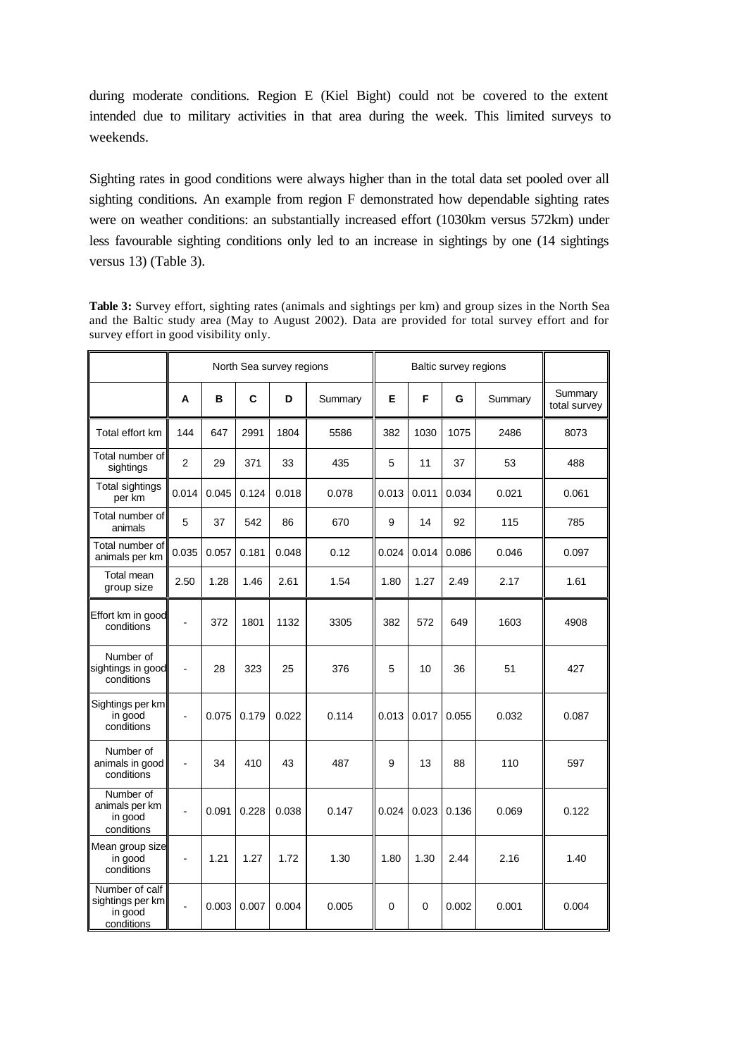during moderate conditions. Region E (Kiel Bight) could not be covered to the extent intended due to military activities in that area during the week. This limited surveys to weekends.

Sighting rates in good conditions were always higher than in the total data set pooled over all sighting conditions. An example from region F demonstrated how dependable sighting rates were on weather conditions: an substantially increased effort (1030km versus 572km) under less favourable sighting conditions only led to an increase in sightings by one (14 sightings versus 13) (Table 3).

**Table 3:** Survey effort, sighting rates (animals and sightings per km) and group sizes in the North Sea and the Baltic study area (May to August 2002). Data are provided for total survey effort and for survey effort in good visibility only.

| | North Sea survey regions | | | | | Baltic survey regions | | | | |
|---|---|---|---|---|---|---|---|---|---|---|
| | A | B | C | D | Summary | E | F | G | Summary | Summary total survey |
| Total effort km | 144 | 647 | 2991 | 1804 | 5586 | 382 | 1030 | 1075 | 2486 | 8073 |
| Total number of sightings | 2 | 29 | 371 | 33 | 435 | 5 | 11 | 37 | 53 | 488 |
| Total sightings per km | 0.014 | 0.045 | 0.124 | 0.018 | 0.078 | 0.013 | 0.011 | 0.034 | 0.021 | 0.061 |
| Total number of animals | 5 | 37 | 542 | 86 | 670 | 9 | 14 | 92 | 115 | 785 |
| Total number of animals per km | 0.035 | 0.057 | 0.181 | 0.048 | 0.12 | 0.024 | 0.014 | 0.086 | 0.046 | 0.097 |
| Total mean group size | 2.50 | 1.28 | 1.46 | 2.61 | 1.54 | 1.80 | 1.27 | 2.49 | 2.17 | 1.61 |
| Effort km in good conditions | - | 372 | 1801 | 1132 | 3305 | 382 | 572 | 649 | 1603 | 4908 |
| Number of sightings in good conditions | - | 28 | 323 | 25 | 376 | 5 | 10 | 36 | 51 | 427 |
| Sightings per km in good conditions | - | 0.075 | 0.179 | 0.022 | 0.114 | 0.013 | 0.017 | 0.055 | 0.032 | 0.087 |
| Number of animals in good conditions | - | 34 | 410 | 43 | 487 | 9 | 13 | 88 | 110 | 597 |
| Number of animals per km in good conditions | - | 0.091 | 0.228 | 0.038 | 0.147 | 0.024 | 0.023 | 0.136 | 0.069 | 0.122 |
| Mean group size in good conditions | - | 1.21 | 1.27 | 1.72 | 1.30 | 1.80 | 1.30 | 2.44 | 2.16 | 1.40 |
| Number of calf sightings per km in good conditions | - | 0.003 | 0.007 | 0.004 | 0.005 | 0 | 0 | 0.002 | 0.001 | 0.004 |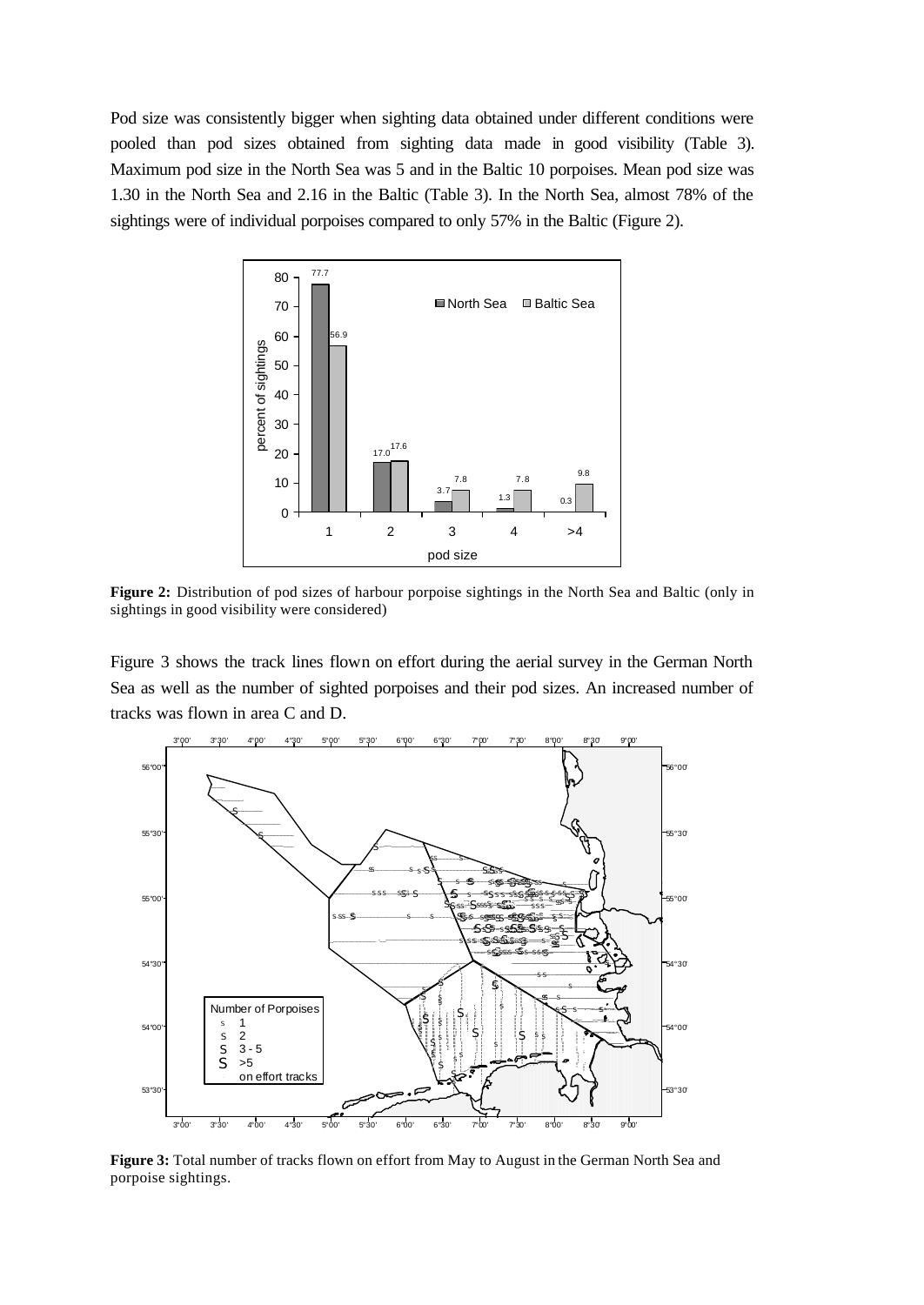Pod size was consistently bigger when sighting data obtained under different conditions were pooled than pod sizes obtained from sighting data made in good visibility (Table 3). Maximum pod size in the North Sea was 5 and in the Baltic 10 porpoises. Mean pod size was 1.30 in the North Sea and 2.16 in the Baltic (Table 3). In the North Sea, almost 78% of the sightings were of individual porpoises compared to only 57% in the Baltic (Figure 2).

**Figure 2:** Distribution of pod sizes of harbour porpoise sightings in the North Sea and Baltic (only in sightings in good visibility were considered)

Figure 3 shows the track lines flown on effort during the aerial survey in the German North Sea as well as the number of sighted porpoises and their pod sizes. An increased number of tracks was flown in area C and D.

**Figure 3:** Total number of tracks flown on effort from May to August in the German North Sea and porpoise sightings.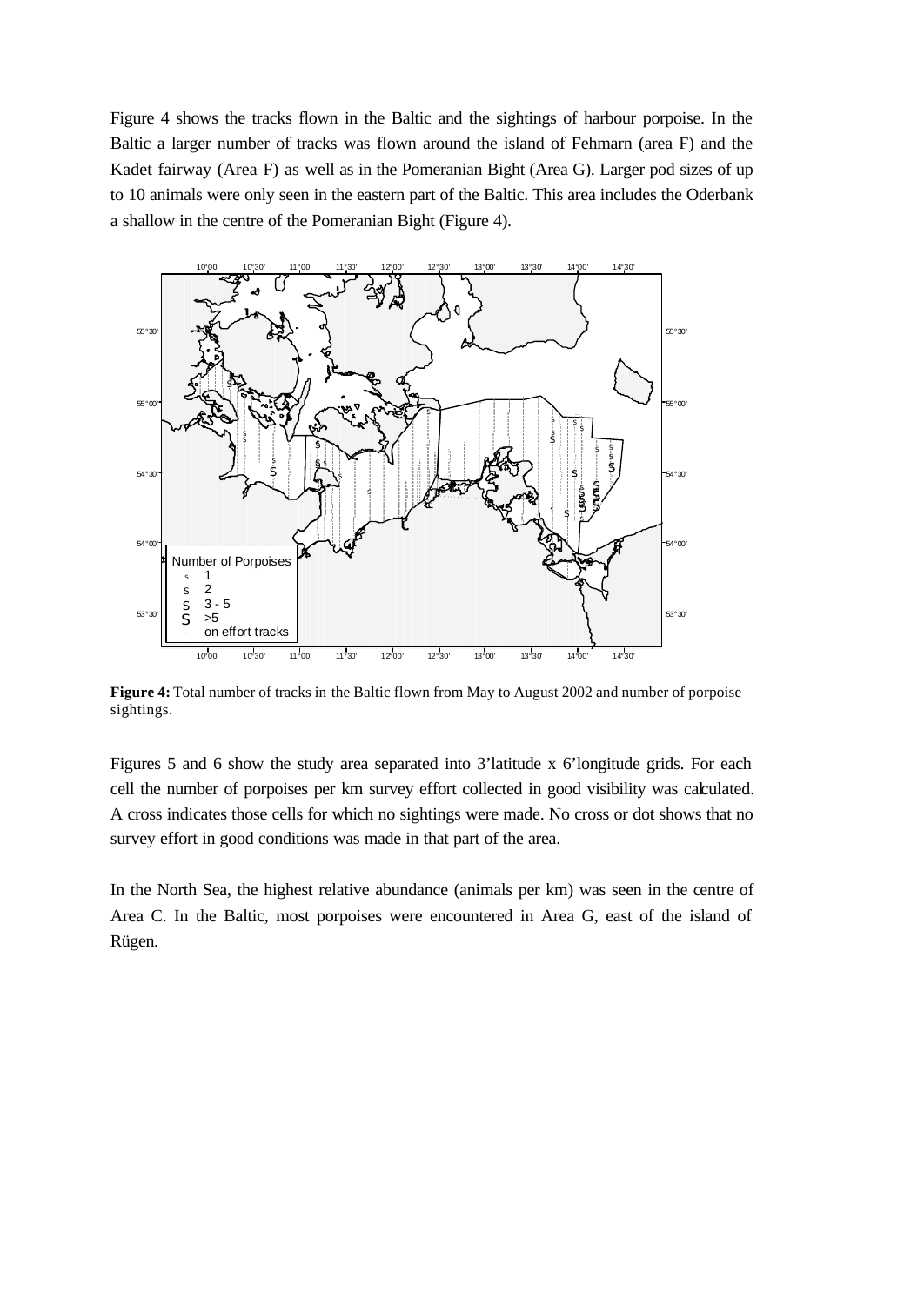Figure 4 shows the tracks flown in the Baltic and the sightings of harbour porpoise. In the Baltic a larger number of tracks was flown around the island of Fehmarn (area F) and the Kadet fairway (Area F) as well as in the Pomeranian Bight (Area G). Larger pod sizes of up to 10 animals were only seen in the eastern part of the Baltic. This area includes the Oderbank a shallow in the centre of the Pomeranian Bight (Figure 4).

**Figure 4:** Total number of tracks in the Baltic flown from May to August 2002 and number of porpoise sightings.

Figures 5 and 6 show the study area separated into 3'latitude x 6'longitude grids. For each cell the number of porpoises per km survey effort collected in good visibility was calculated. A cross indicates those cells for which no sightings were made. No cross or dot shows that no survey effort in good conditions was made in that part of the area.

In the North Sea, the highest relative abundance (animals per km) was seen in the centre of Area C. In the Baltic, most porpoises were encountered in Area G, east of the island of Rügen.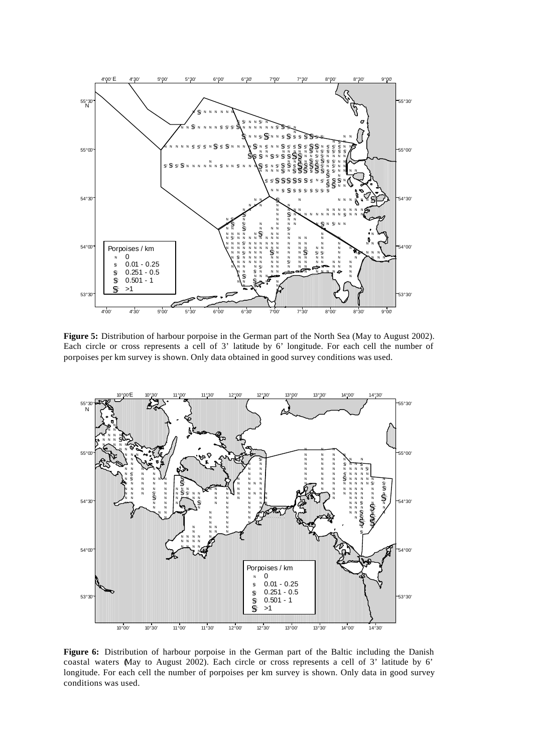**Figure 5:** Distribution of harbour porpoise in the German part of the North Sea (May to August 2002). Each circle or cross represents a cell of 3' latitude by 6' longitude. For each cell the number of porpoises per km survey is shown. Only data obtained in good survey conditions was used.

**Figure 6:** Distribution of harbour porpoise in the German part of the Baltic including the Danish coastal waters (May to August 2002). Each circle or cross represents a cell of 3' latitude by 6' longitude. For each cell the number of porpoises per km survey is shown. Only data in good survey conditions was used.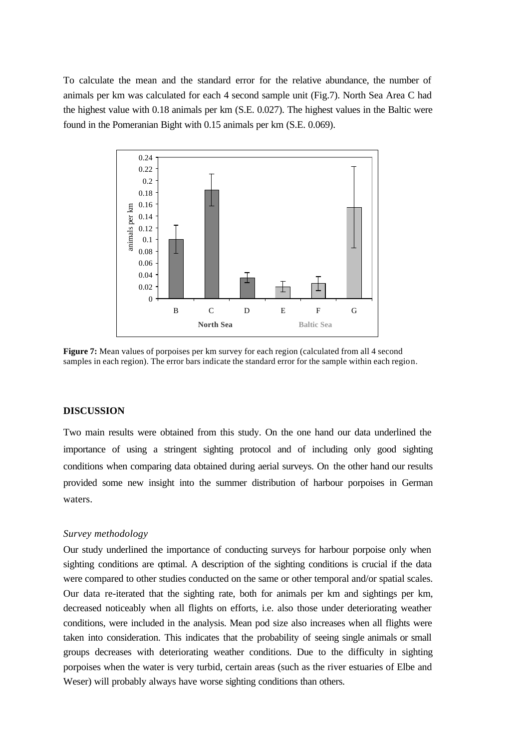To calculate the mean and the standard error for the relative abundance, the number of animals per km was calculated for each 4 second sample unit (Fig.7). North Sea Area C had the highest value with 0.18 animals per km (S.E. 0.027). The highest values in the Baltic were found in the Pomeranian Bight with 0.15 animals per km (S.E. 0.069).

**Figure 7:** Mean values of porpoises per km survey for each region (calculated from all 4 second samples in each region). The error bars indicate the standard error for the sample within each region.

## DISCUSSION

Two main results were obtained from this study. On the one hand our data underlined the importance of using a stringent sighting protocol and of including only good sighting conditions when comparing data obtained during aerial surveys. On the other hand our results provided some new insight into the summer distribution of harbour porpoises in German waters.

### *Survey methodology*

Our study underlined the importance of conducting surveys for harbour porpoise only when sighting conditions are optimal. A description of the sighting conditions is crucial if the data were compared to other studies conducted on the same or other temporal and/or spatial scales. Our data re-iterated that the sighting rate, both for animals per km and sightings per km, decreased noticeably when all flights on efforts, i.e. also those under deteriorating weather conditions, were included in the analysis. Mean pod size also increases when all flights were taken into consideration. This indicates that the probability of seeing single animals or small groups decreases with deteriorating weather conditions. Due to the difficulty in sighting porpoises when the water is very turbid, certain areas (such as the river estuaries of Elbe and Weser) will probably always have worse sighting conditions than others.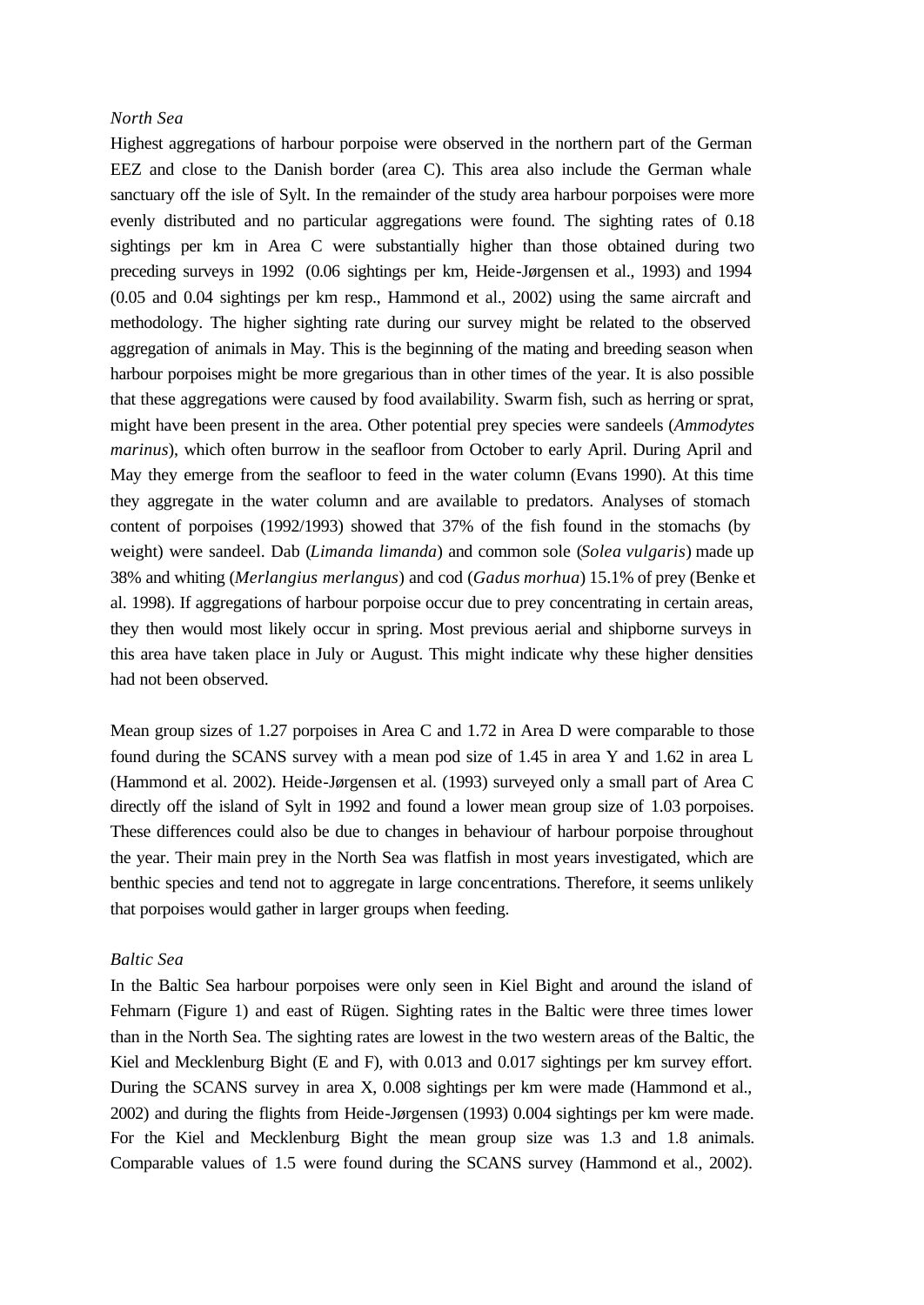*North Sea*

Highest aggregations of harbour porpoise were observed in the northern part of the German EEZ and close to the Danish border (area C). This area also include the German whale sanctuary off the isle of Sylt. In the remainder of the study area harbour porpoises were more evenly distributed and no particular aggregations were found. The sighting rates of 0.18 sightings per km in Area C were substantially higher than those obtained during two preceding surveys in 1992 (0.06 sightings per km, Heide-Jørgensen et al., 1993) and 1994 (0.05 and 0.04 sightings per km resp., Hammond et al., 2002) using the same aircraft and methodology. The higher sighting rate during our survey might be related to the observed aggregation of animals in May. This is the beginning of the mating and breeding season when harbour porpoises might be more gregarious than in other times of the year. It is also possible that these aggregations were caused by food availability. Swarm fish, such as herring or sprat, might have been present in the area. Other potential prey species were sandeels (*Ammodytes marinus*), which often burrow in the seafloor from October to early April. During April and May they emerge from the seafloor to feed in the water column (Evans 1990). At this time they aggregate in the water column and are available to predators. Analyses of stomach content of porpoises (1992/1993) showed that 37% of the fish found in the stomachs (by weight) were sandeel. Dab (*Limanda limanda*) and common sole (*Solea vulgaris*) made up 38% and whiting (*Merlangius merlangus*) and cod (*Gadus morhua*) 15.1% of prey (Benke et al. 1998). If aggregations of harbour porpoise occur due to prey concentrating in certain areas, they then would most likely occur in spring. Most previous aerial and shipborne surveys in this area have taken place in July or August. This might indicate why these higher densities had not been observed.

Mean group sizes of 1.27 porpoises in Area C and 1.72 in Area D were comparable to those found during the SCANS survey with a mean pod size of 1.45 in area Y and 1.62 in area L (Hammond et al. 2002). Heide-Jørgensen et al. (1993) surveyed only a small part of Area C directly off the island of Sylt in 1992 and found a lower mean group size of 1.03 porpoises. These differences could also be due to changes in behaviour of harbour porpoise throughout the year. Their main prey in the North Sea was flatfish in most years investigated, which are benthic species and tend not to aggregate in large concentrations. Therefore, it seems unlikely that porpoises would gather in larger groups when feeding.

*Baltic Sea*

In the Baltic Sea harbour porpoises were only seen in Kiel Bight and around the island of Fehmarn (Figure 1) and east of Rügen. Sighting rates in the Baltic were three times lower than in the North Sea. The sighting rates are lowest in the two western areas of the Baltic, the Kiel and Mecklenburg Bight (E and F), with 0.013 and 0.017 sightings per km survey effort. During the SCANS survey in area X, 0.008 sightings per km were made (Hammond et al., 2002) and during the flights from Heide-Jørgensen (1993) 0.004 sightings per km were made. For the Kiel and Mecklenburg Bight the mean group size was 1.3 and 1.8 animals. Comparable values of 1.5 were found during the SCANS survey (Hammond et al., 2002).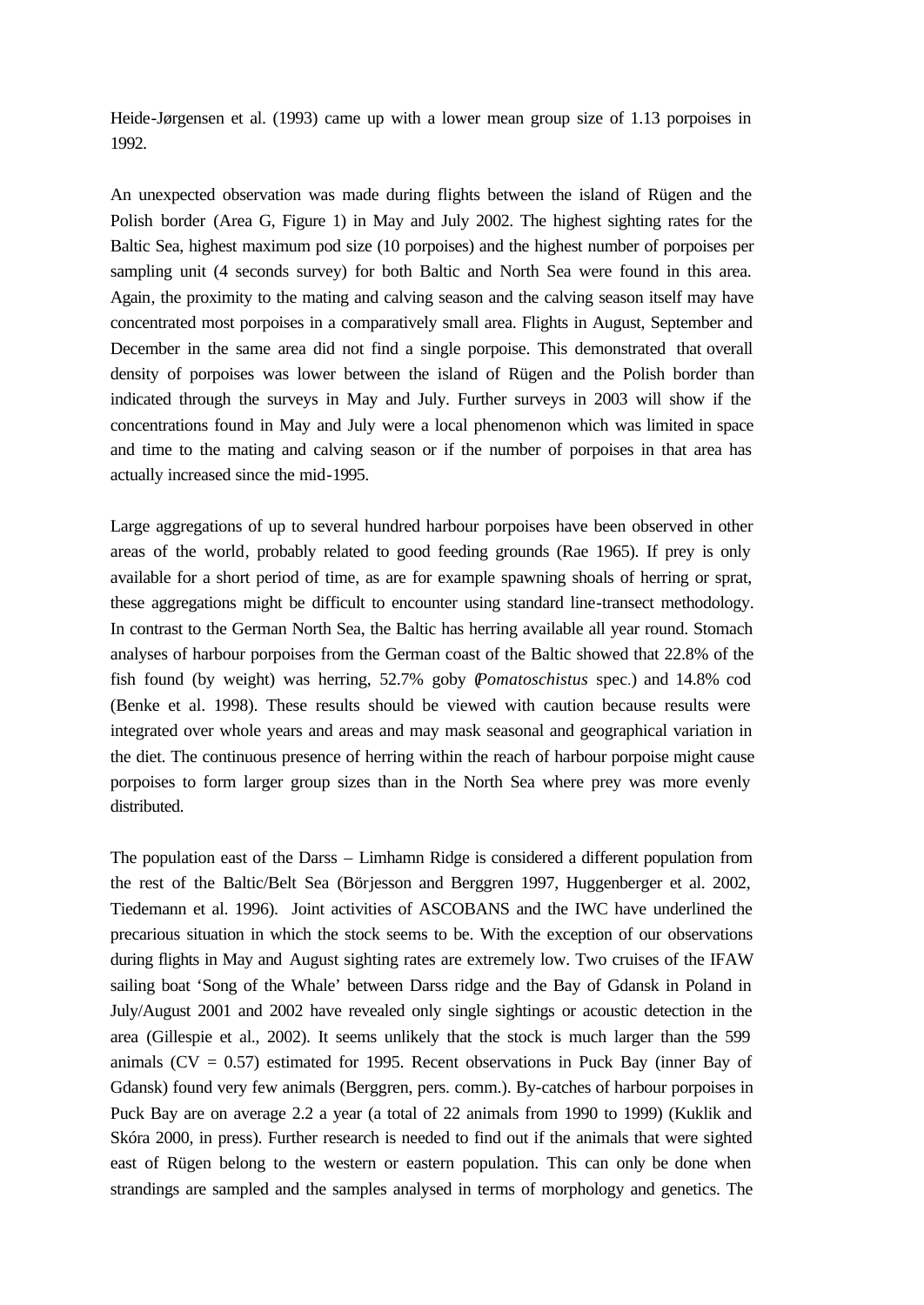Heide-Jørgensen et al. (1993) came up with a lower mean group size of 1.13 porpoises in 1992.

An unexpected observation was made during flights between the island of Rügen and the Polish border (Area G, Figure 1) in May and July 2002. The highest sighting rates for the Baltic Sea, highest maximum pod size (10 porpoises) and the highest number of porpoises per sampling unit (4 seconds survey) for both Baltic and North Sea were found in this area. Again, the proximity to the mating and calving season and the calving season itself may have concentrated most porpoises in a comparatively small area. Flights in August, September and December in the same area did not find a single porpoise. This demonstrated that overall density of porpoises was lower between the island of Rügen and the Polish border than indicated through the surveys in May and July. Further surveys in 2003 will show if the concentrations found in May and July were a local phenomenon which was limited in space and time to the mating and calving season or if the number of porpoises in that area has actually increased since the mid-1995.

Large aggregations of up to several hundred harbour porpoises have been observed in other areas of the world, probably related to good feeding grounds (Rae 1965). If prey is only available for a short period of time, as are for example spawning shoals of herring or sprat, these aggregations might be difficult to encounter using standard line-transect methodology. In contrast to the German North Sea, the Baltic has herring available all year round. Stomach analyses of harbour porpoises from the German coast of the Baltic showed that 22.8% of the fish found (by weight) was herring, 52.7% goby (*Pomatoschistus* spec.) and 14.8% cod (Benke et al. 1998). These results should be viewed with caution because results were integrated over whole years and areas and may mask seasonal and geographical variation in the diet. The continuous presence of herring within the reach of harbour porpoise might cause porpoises to form larger group sizes than in the North Sea where prey was more evenly distributed.

The population east of the Darss – Limhamn Ridge is considered a different population from the rest of the Baltic/Belt Sea (Börjesson and Berggren 1997, Huggenberger et al. 2002, Tiedemann et al. 1996). Joint activities of ASCOBANS and the IWC have underlined the precarious situation in which the stock seems to be. With the exception of our observations during flights in May and August sighting rates are extremely low. Two cruises of the IFAW sailing boat 'Song of the Whale' between Darss ridge and the Bay of Gdansk in Poland in July/August 2001 and 2002 have revealed only single sightings or acoustic detection in the area (Gillespie et al., 2002). It seems unlikely that the stock is much larger than the 599 animals (CV = 0.57) estimated for 1995. Recent observations in Puck Bay (inner Bay of Gdansk) found very few animals (Berggren, pers. comm.). By-catches of harbour porpoises in Puck Bay are on average 2.2 a year (a total of 22 animals from 1990 to 1999) (Kuklik and Skóra 2000, in press). Further research is needed to find out if the animals that were sighted east of Rügen belong to the western or eastern population. This can only be done when strandings are sampled and the samples analysed in terms of morphology and genetics. The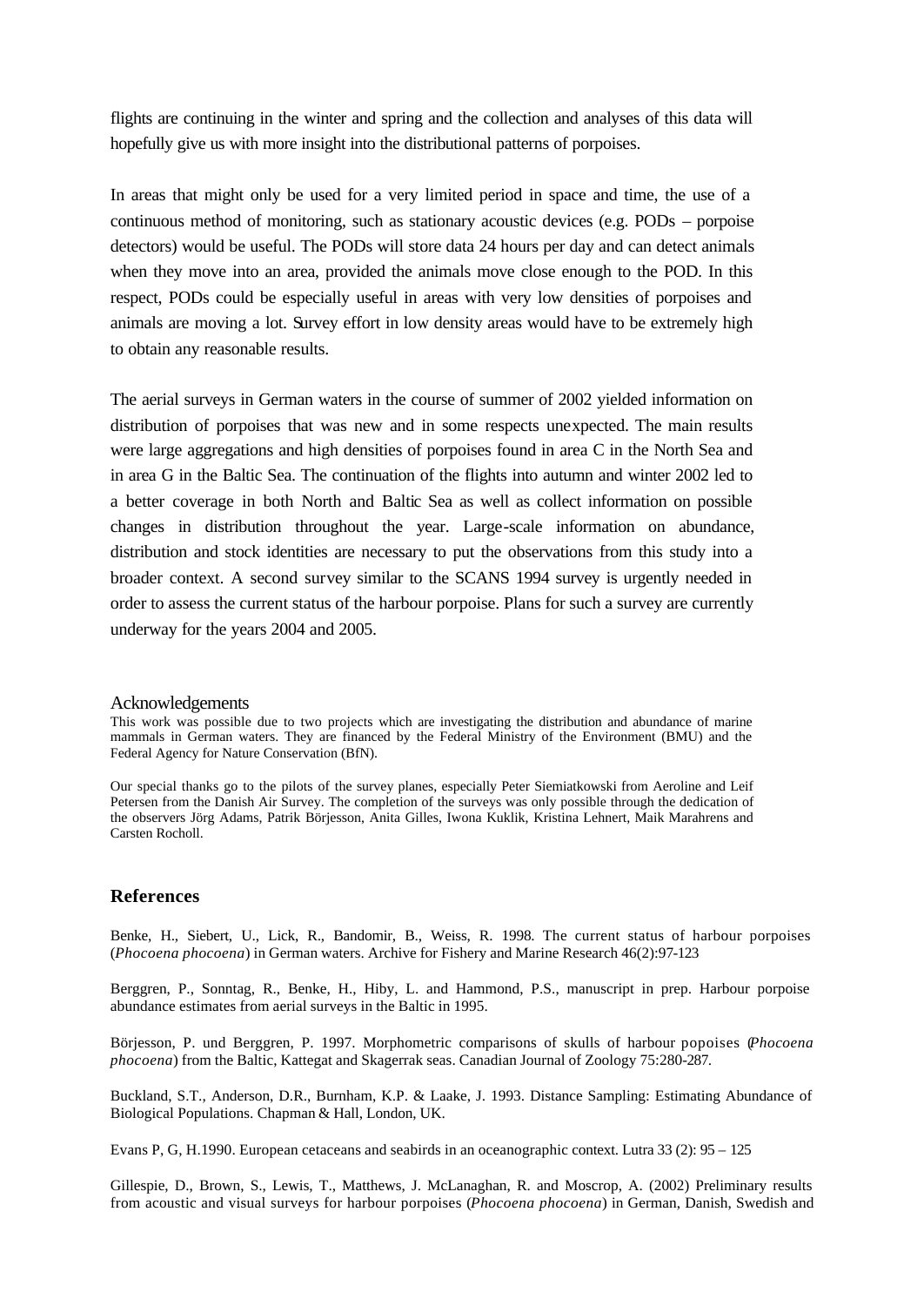flights are continuing in the winter and spring and the collection and analyses of this data will hopefully give us with more insight into the distributional patterns of porpoises.

In areas that might only be used for a very limited period in space and time, the use of a continuous method of monitoring, such as stationary acoustic devices (e.g. PODs – porpoise detectors) would be useful. The PODs will store data 24 hours per day and can detect animals when they move into an area, provided the animals move close enough to the POD. In this respect, PODs could be especially useful in areas with very low densities of porpoises and animals are moving a lot. Survey effort in low density areas would have to be extremely high to obtain any reasonable results.

The aerial surveys in German waters in the course of summer of 2002 yielded information on distribution of porpoises that was new and in some respects unexpected. The main results were large aggregations and high densities of porpoises found in area C in the North Sea and in area G in the Baltic Sea. The continuation of the flights into autumn and winter 2002 led to a better coverage in both North and Baltic Sea as well as collect information on possible changes in distribution throughout the year. Large-scale information on abundance, distribution and stock identities are necessary to put the observations from this study into a broader context. A second survey similar to the SCANS 1994 survey is urgently needed in order to assess the current status of the harbour porpoise. Plans for such a survey are currently underway for the years 2004 and 2005.

Acknowledgements

This work was possible due to two projects which are investigating the distribution and abundance of marine mammals in German waters. They are financed by the Federal Ministry of the Environment (BMU) and the Federal Agency for Nature Conservation (BfN).

Our special thanks go to the pilots of the survey planes, especially Peter Siemiatkowski from Aeroline and Leif Petersen from the Danish Air Survey. The completion of the surveys was only possible through the dedication of the observers Jörg Adams, Patrik Börjesson, Anita Gilles, Iwona Kuklik, Kristina Lehnert, Maik Marahrens and Carsten Rocholl.

## References

Benke, H., Siebert, U., Lick, R., Bandomir, B., Weiss, R. 1998. The current status of harbour porpoises (*Phocoena phocoena*) in German waters. Archive for Fishery and Marine Research 46(2):97-123

Berggren, P., Sonntag, R., Benke, H., Hiby, L. and Hammond, P.S., manuscript in prep. Harbour porpoise abundance estimates from aerial surveys in the Baltic in 1995.

Börjesson, P. und Berggren, P. 1997. Morphometric comparisons of skulls of harbour popoises (*Phocoena phocoena*) from the Baltic, Kattegat and Skagerrak seas. Canadian Journal of Zoology 75:280-287.

Buckland, S.T., Anderson, D.R., Burnham, K.P. & Laake, J. 1993. Distance Sampling: Estimating Abundance of Biological Populations. Chapman & Hall, London, UK.

Evans P, G, H.1990. European cetaceans and seabirds in an oceanographic context. Lutra 33 (2): 95 – 125

Gillespie, D., Brown, S., Lewis, T., Matthews, J. McLanaghan, R. and Moscrop, A. (2002) Preliminary results from acoustic and visual surveys for harbour porpoises (*Phocoena phocoena*) in German, Danish, Swedish and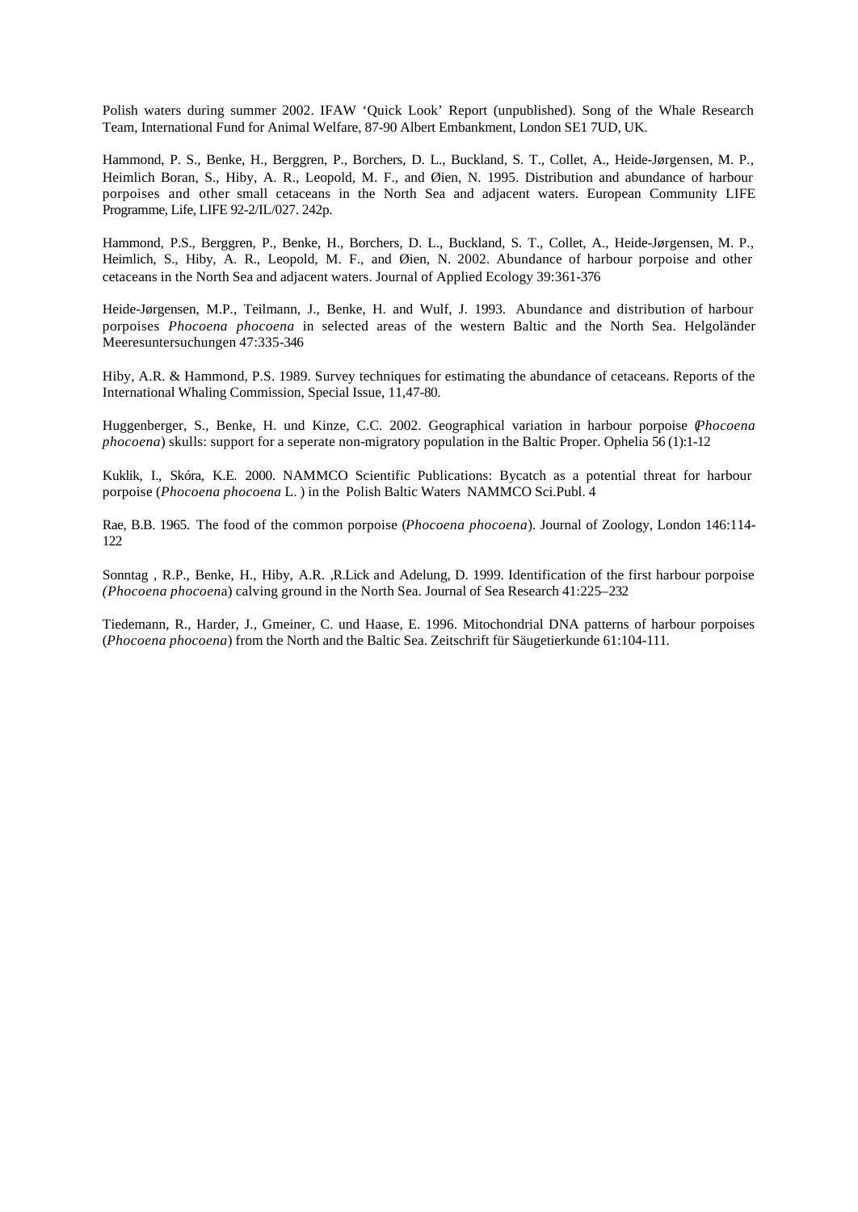Polish waters during summer 2002. IFAW 'Quick Look' Report (unpublished). Song of the Whale Research Team, International Fund for Animal Welfare, 87-90 Albert Embankment, London SE1 7UD, UK.

Hammond, P. S., Benke, H., Berggren, P., Borchers, D. L., Buckland, S. T., Collet, A., Heide-Jørgensen, M. P., Heimlich Boran, S., Hiby, A. R., Leopold, M. F., and Øien, N. 1995. Distribution and abundance of harbour porpoises and other small cetaceans in the North Sea and adjacent waters. European Community LIFE Programme, Life, LIFE 92-2/IL/027. 242p.

Hammond, P.S., Berggren, P., Benke, H., Borchers, D. L., Buckland, S. T., Collet, A., Heide-Jørgensen, M. P., Heimlich, S., Hiby, A. R., Leopold, M. F., and Øien, N. 2002. Abundance of harbour porpoise and other cetaceans in the North Sea and adjacent waters. Journal of Applied Ecology 39:361-376

Heide-Jørgensen, M.P., Teilmann, J., Benke, H. and Wulf, J. 1993. Abundance and distribution of harbour porpoises *Phocoena phocoena* in selected areas of the western Baltic and the North Sea. Helgoländer Meeresuntersuchungen 47:335-346

Hiby, A.R. & Hammond, P.S. 1989. Survey techniques for estimating the abundance of cetaceans. Reports of the International Whaling Commission, Special Issue, 11,47-80.

Huggenberger, S., Benke, H. und Kinze, C.C. 2002. Geographical variation in harbour porpoise (*Phocoena phocoena*) skulls: support for a seperate non-migratory population in the Baltic Proper. Ophelia 56 (1):1-12

Kuklik, I., Skóra, K.E. 2000. NAMMCO Scientific Publications: Bycatch as a potential threat for harbour porpoise (*Phocoena phocoena* L. ) in the Polish Baltic Waters NAMMCO Sci.Publ. 4

Rae, B.B. 1965. The food of the common porpoise (*Phocoena phocoena*). Journal of Zoology, London 146:114-122

Sonntag , R.P., Benke, H., Hiby, A.R. ,R.Lick and Adelung, D. 1999. Identification of the first harbour porpoise *(Phocoena phocoen*a) calving ground in the North Sea. Journal of Sea Research 41:225–232

Tiedemann, R., Harder, J., Gmeiner, C. und Haase, E. 1996. Mitochondrial DNA patterns of harbour porpoises (*Phocoena phocoena*) from the North and the Baltic Sea. Zeitschrift für Säugetierkunde 61:104-111.